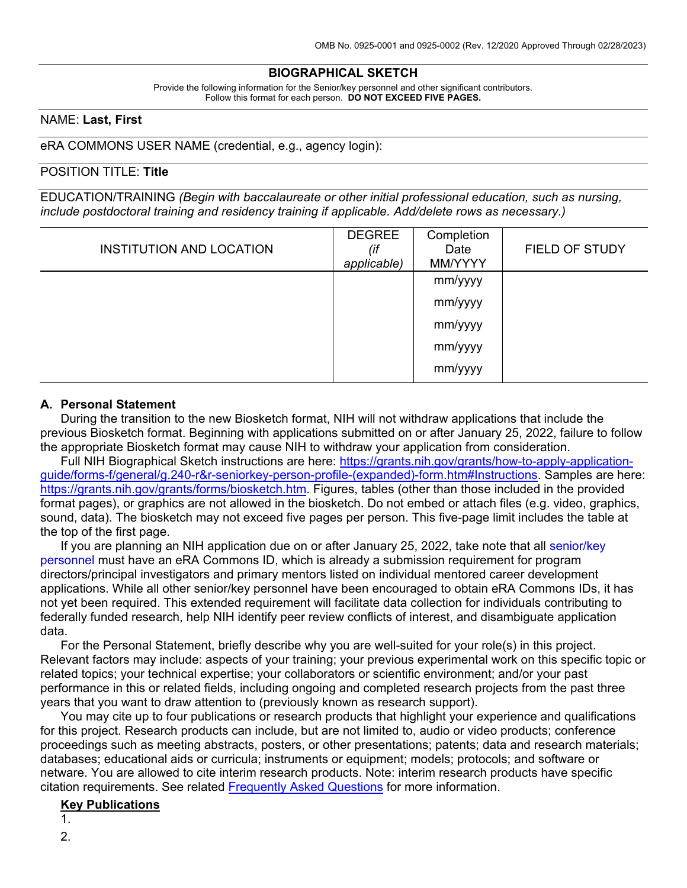OMB No. 0925-0001 and 0925-0002 (Rev. 12/2020 Approved Through 02/28/2023)

# BIOGRAPHICAL SKETCH

Provide the following information for the Senior/key personnel and other significant contributors.
Follow this format for each person. **DO NOT EXCEED FIVE PAGES.**

NAME: **Last, First**

eRA COMMONS USER NAME (credential, e.g., agency login):

POSITION TITLE: **Title**

EDUCATION/TRAINING *(Begin with baccalaureate or other initial professional education, such as nursing, include postdoctoral training and residency training if applicable. Add/delete rows as necessary.)*

| INSTITUTION AND LOCATION | DEGREE *(if applicable)* | Completion Date MM/YYYY | FIELD OF STUDY |
|---|---|---|---|
| | | mm/yyyy | |
| | | mm/yyyy | |
| | | mm/yyyy | |
| | | mm/yyyy | |
| | | mm/yyyy | |

## A. Personal Statement

During the transition to the new Biosketch format, NIH will not withdraw applications that include the previous Biosketch format. Beginning with applications submitted on or after January 25, 2022, failure to follow the appropriate Biosketch format may cause NIH to withdraw your application from consideration.

Full NIH Biographical Sketch instructions are here: https://grants.nih.gov/grants/how-to-apply-application-guide/forms-f/general/g.240-r&r-seniorkey-person-profile-(expanded)-form.htm#Instructions. Samples are here: https://grants.nih.gov/grants/forms/biosketch.htm. Figures, tables (other than those included in the provided format pages), or graphics are not allowed in the biosketch. Do not embed or attach files (e.g. video, graphics, sound, data). The biosketch may not exceed five pages per person. This five-page limit includes the table at the top of the first page.

If you are planning an NIH application due on or after January 25, 2022, take note that all senior/key personnel must have an eRA Commons ID, which is already a submission requirement for program directors/principal investigators and primary mentors listed on individual mentored career development applications. While all other senior/key personnel have been encouraged to obtain eRA Commons IDs, it has not yet been required. This extended requirement will facilitate data collection for individuals contributing to federally funded research, help NIH identify peer review conflicts of interest, and disambiguate application data.

For the Personal Statement, briefly describe why you are well-suited for your role(s) in this project. Relevant factors may include: aspects of your training; your previous experimental work on this specific topic or related topics; your technical expertise; your collaborators or scientific environment; and/or your past performance in this or related fields, including ongoing and completed research projects from the past three years that you want to draw attention to (previously known as research support).

You may cite up to four publications or research products that highlight your experience and qualifications for this project. Research products can include, but are not limited to, audio or video products; conference proceedings such as meeting abstracts, posters, or other presentations; patents; data and research materials; databases; educational aids or curricula; instruments or equipment; models; protocols; and software or netware. You are allowed to cite interim research products. Note: interim research products have specific citation requirements. See related Frequently Asked Questions for more information.

**Key Publications**

1.
2.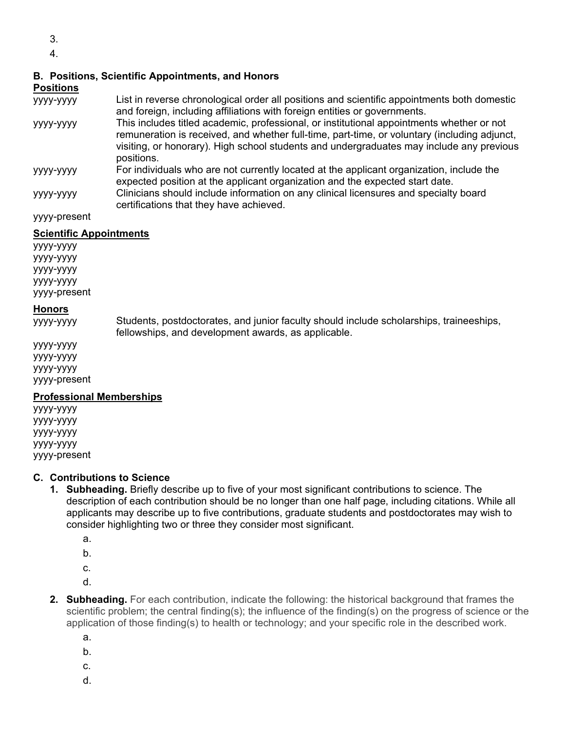3.
4.

### B. Positions, Scientific Appointments, and Honors

**Positions**

| | |
|---|---|
| yyyy-yyyy | List in reverse chronological order all positions and scientific appointments both domestic and foreign, including affiliations with foreign entities or governments. |
| yyyy-yyyy | This includes titled academic, professional, or institutional appointments whether or not remuneration is received, and whether full-time, part-time, or voluntary (including adjunct, visiting, or honorary). High school students and undergraduates may include any previous positions. |
| yyyy-yyyy | For individuals who are not currently located at the applicant organization, include the expected position at the applicant organization and the expected start date. |
| yyyy-yyyy | Clinicians should include information on any clinical licensures and specialty board certifications that they have achieved. |
| yyyy-present | |

**Scientific Appointments**

yyyy-yyyy
yyyy-yyyy
yyyy-yyyy
yyyy-yyyy
yyyy-present

**Honors**

| | |
|---|---|
| yyyy-yyyy | Students, postdoctorates, and junior faculty should include scholarships, traineeships, fellowships, and development awards, as applicable. |
| yyyy-yyyy | |
| yyyy-yyyy | |
| yyyy-yyyy | |
| yyyy-present | |

**Professional Memberships**

yyyy-yyyy
yyyy-yyyy
yyyy-yyyy
yyyy-yyyy
yyyy-present

### C. Contributions to Science

1. **Subheading.** Briefly describe up to five of your most significant contributions to science. The description of each contribution should be no longer than one half page, including citations. While all applicants may describe up to five contributions, graduate students and postdoctorates may wish to consider highlighting two or three they consider most significant.
   a.
   b.
   c.
   d.
2. **Subheading.** For each contribution, indicate the following: the historical background that frames the scientific problem; the central finding(s); the influence of the finding(s) on the progress of science or the application of those finding(s) to health or technology; and your specific role in the described work.
   a.
   b.
   c.
   d.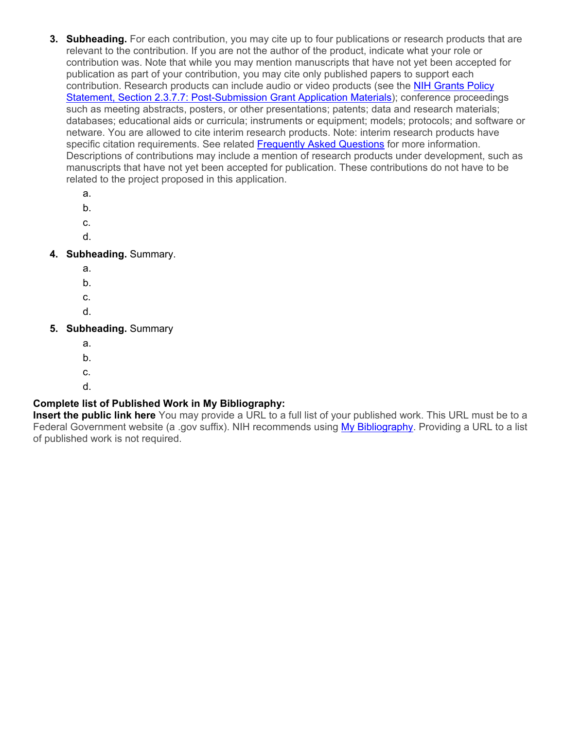3. **Subheading.** For each contribution, you may cite up to four publications or research products that are relevant to the contribution. If you are not the author of the product, indicate what your role or contribution was. Note that while you may mention manuscripts that have not yet been accepted for publication as part of your contribution, you may cite only published papers to support each contribution. Research products can include audio or video products (see the [NIH Grants Policy Statement, Section 2.3.7.7: Post-Submission Grant Application Materials]); conference proceedings such as meeting abstracts, posters, or other presentations; patents; data and research materials; databases; educational aids or curricula; instruments or equipment; models; protocols; and software or netware. You are allowed to cite interim research products. Note: interim research products have specific citation requirements. See related [Frequently Asked Questions] for more information. Descriptions of contributions may include a mention of research products under development, such as manuscripts that have not yet been accepted for publication. These contributions do not have to be related to the project proposed in this application.
    a.
    b.
    c.
    d.
4. **Subheading.** Summary.
    a.
    b.
    c.
    d.
5. **Subheading.** Summary
    a.
    b.
    c.
    d.

**Complete list of Published Work in My Bibliography:**
**Insert the public link here** You may provide a URL to a full list of your published work. This URL must be to a Federal Government website (a .gov suffix). NIH recommends using [My Bibliography]. Providing a URL to a list of published work is not required.